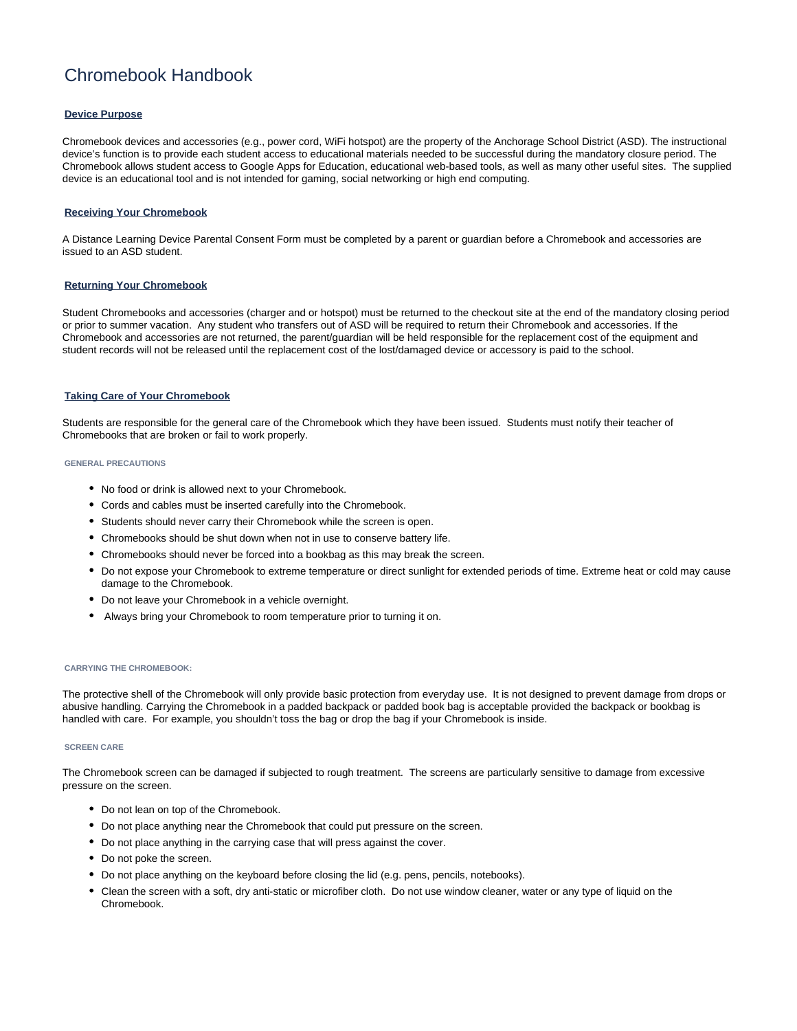# Chromebook Handbook

## Device Purpose

Chromebook devices and accessories (e.g., power cord, WiFi hotspot) are the property of the Anchorage School District (ASD). The instructional device's function is to provide each student access to educational materials needed to be successful during the mandatory closure period. The Chromebook allows student access to Google Apps for Education, educational web-based tools, as well as many other useful sites. The supplied device is an educational tool and is not intended for gaming, social networking or high end computing.

## Receiving Your Chromebook

A Distance Learning Device Parental Consent Form must be completed by a parent or guardian before a Chromebook and accessories are issued to an ASD student.

## Returning Your Chromebook

Student Chromebooks and accessories (charger and or hotspot) must be returned to the checkout site at the end of the mandatory closing period or prior to summer vacation. Any student who transfers out of ASD will be required to return their Chromebook and accessories. If the Chromebook and accessories are not returned, the parent/guardian will be held responsible for the replacement cost of the equipment and student records will not be released until the replacement cost of the lost/damaged device or accessory is paid to the school.

## Taking Care of Your Chromebook

Students are responsible for the general care of the Chromebook which they have been issued. Students must notify their teacher of Chromebooks that are broken or fail to work properly.

### GENERAL PRECAUTIONS

- No food or drink is allowed next to your Chromebook.
- Cords and cables must be inserted carefully into the Chromebook.
- Students should never carry their Chromebook while the screen is open.
- Chromebooks should be shut down when not in use to conserve battery life.
- Chromebooks should never be forced into a bookbag as this may break the screen.
- Do not expose your Chromebook to extreme temperature or direct sunlight for extended periods of time. Extreme heat or cold may cause damage to the Chromebook.
- Do not leave your Chromebook in a vehicle overnight.
- Always bring your Chromebook to room temperature prior to turning it on.

### CARRYING THE CHROMEBOOK:

The protective shell of the Chromebook will only provide basic protection from everyday use. It is not designed to prevent damage from drops or abusive handling. Carrying the Chromebook in a padded backpack or padded book bag is acceptable provided the backpack or bookbag is handled with care. For example, you shouldn't toss the bag or drop the bag if your Chromebook is inside.

### SCREEN CARE

The Chromebook screen can be damaged if subjected to rough treatment. The screens are particularly sensitive to damage from excessive pressure on the screen.

- Do not lean on top of the Chromebook.
- Do not place anything near the Chromebook that could put pressure on the screen.
- Do not place anything in the carrying case that will press against the cover.
- Do not poke the screen.
- Do not place anything on the keyboard before closing the lid (e.g. pens, pencils, notebooks).
- Clean the screen with a soft, dry anti-static or microfiber cloth. Do not use window cleaner, water or any type of liquid on the Chromebook.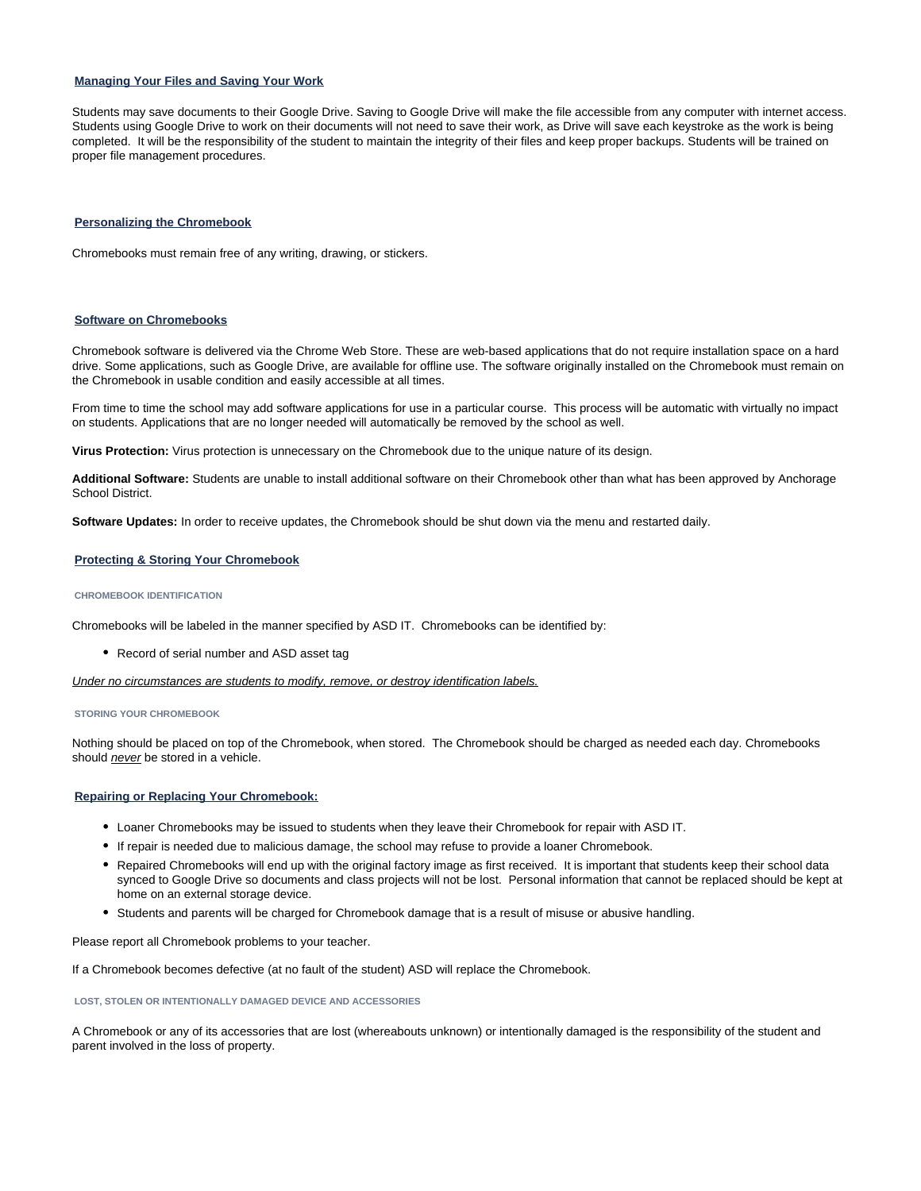## Managing Your Files and Saving Your Work

Students may save documents to their Google Drive. Saving to Google Drive will make the file accessible from any computer with internet access. Students using Google Drive to work on their documents will not need to save their work, as Drive will save each keystroke as the work is being completed. It will be the responsibility of the student to maintain the integrity of their files and keep proper backups. Students will be trained on proper file management procedures.

## Personalizing the Chromebook

Chromebooks must remain free of any writing, drawing, or stickers.

## Software on Chromebooks

Chromebook software is delivered via the Chrome Web Store. These are web-based applications that do not require installation space on a hard drive. Some applications, such as Google Drive, are available for offline use. The software originally installed on the Chromebook must remain on the Chromebook in usable condition and easily accessible at all times.

From time to time the school may add software applications for use in a particular course. This process will be automatic with virtually no impact on students. Applications that are no longer needed will automatically be removed by the school as well.

**Virus Protection:** Virus protection is unnecessary on the Chromebook due to the unique nature of its design.

**Additional Software:** Students are unable to install additional software on their Chromebook other than what has been approved by Anchorage School District.

**Software Updates:** In order to receive updates, the Chromebook should be shut down via the menu and restarted daily.

## Protecting & Storing Your Chromebook

### CHROMEBOOK IDENTIFICATION

Chromebooks will be labeled in the manner specified by ASD IT. Chromebooks can be identified by:

- Record of serial number and ASD asset tag

*Under no circumstances are students to modify, remove, or destroy identification labels.*

### STORING YOUR CHROMEBOOK

Nothing should be placed on top of the Chromebook, when stored. The Chromebook should be charged as needed each day. Chromebooks should *never* be stored in a vehicle.

## Repairing or Replacing Your Chromebook:

- Loaner Chromebooks may be issued to students when they leave their Chromebook for repair with ASD IT.
- If repair is needed due to malicious damage, the school may refuse to provide a loaner Chromebook.
- Repaired Chromebooks will end up with the original factory image as first received. It is important that students keep their school data synced to Google Drive so documents and class projects will not be lost. Personal information that cannot be replaced should be kept at home on an external storage device.
- Students and parents will be charged for Chromebook damage that is a result of misuse or abusive handling.

Please report all Chromebook problems to your teacher.

If a Chromebook becomes defective (at no fault of the student) ASD will replace the Chromebook.

### LOST, STOLEN OR INTENTIONALLY DAMAGED DEVICE AND ACCESSORIES

A Chromebook or any of its accessories that are lost (whereabouts unknown) or intentionally damaged is the responsibility of the student and parent involved in the loss of property.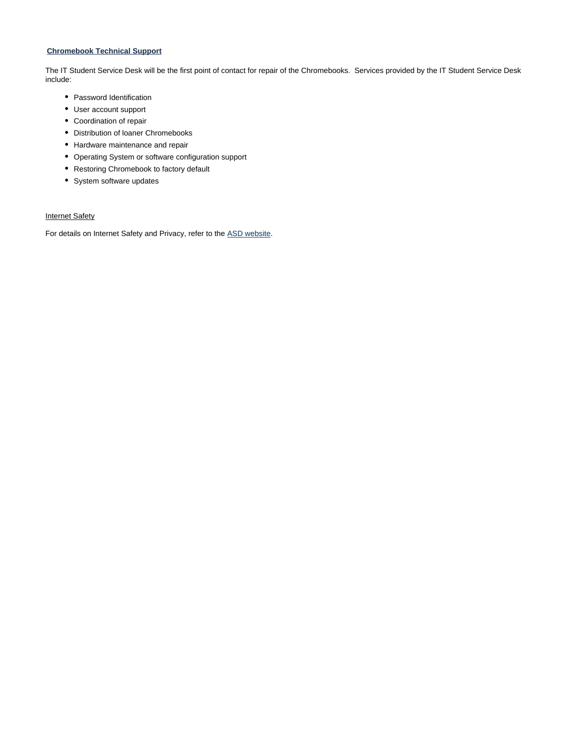**Chromebook Technical Support**

The IT Student Service Desk will be the first point of contact for repair of the Chromebooks. Services provided by the IT Student Service Desk include:

- Password Identification
- User account support
- Coordination of repair
- Distribution of loaner Chromebooks
- Hardware maintenance and repair
- Operating System or software configuration support
- Restoring Chromebook to factory default
- System software updates

Internet Safety

For details on Internet Safety and Privacy, refer to the ASD website.